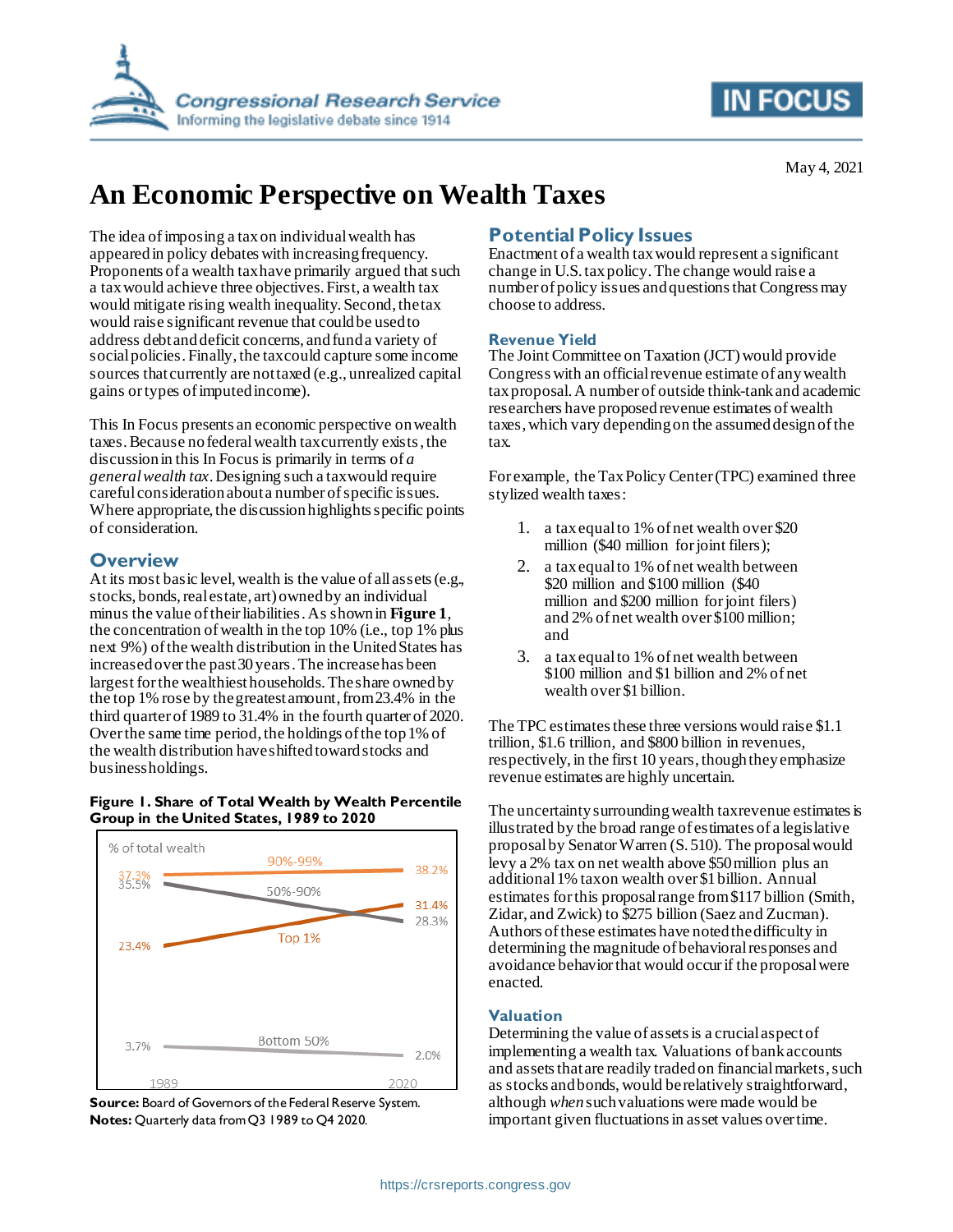May 4, 2021

# An Economic Perspective on Wealth Taxes

The idea of imposing a tax on individual wealth has appeared in policy debates with increasing frequency. Proponents of a wealth tax have primarily argued that such a tax would achieve three objectives. First, a wealth tax would mitigate rising wealth inequality. Second, the tax would raise significant revenue that could be used to address debt and deficit concerns, and fund a variety of social policies. Finally, the tax could capture some income sources that currently are not taxed (e.g., unrealized capital gains or types of imputed income).

This In Focus presents an economic perspective on wealth taxes. Because no federal wealth tax currently exists, the discussion in this In Focus is primarily in terms of *a general wealth tax*. Designing such a tax would require careful consideration about a number of specific issues. Where appropriate, the discussion highlights specific points of consideration.

## Overview

At its most basic level, wealth is the value of all assets (e.g., stocks, bonds, real estate, art) owned by an individual minus the value of their liabilities. As shown in **Figure 1**, the concentration of wealth in the top 10% (i.e., top 1% plus next 9%) of the wealth distribution in the United States has increased over the past 30 years. The increase has been largest for the wealthiest households. The share owned by the top 1% rose by the greatest amount, from 23.4% in the third quarter of 1989 to 31.4% in the fourth quarter of 2020. Over the same time period, the holdings of the top 1% of the wealth distribution have shifted toward stocks and business holdings.

**Figure 1. Share of Total Wealth by Wealth Percentile Group in the United States, 1989 to 2020**

| Group | 1989 | 2020 |
| --- | --- | --- |
| 90%-99% | 37.3% | 38.2% |
| 50%-90% | 35.5% | 28.3% |
| Top 1% | 23.4% | 31.4% |
| Bottom 50% | 3.7% | 2.0% |

**Source:** Board of Governors of the Federal Reserve System.
**Notes:** Quarterly data from Q3 1989 to Q4 2020.

## Potential Policy Issues

Enactment of a wealth tax would represent a significant change in U.S. tax policy. The change would raise a number of policy issues and questions that Congress may choose to address.

### Revenue Yield

The Joint Committee on Taxation (JCT) would provide Congress with an official revenue estimate of any wealth tax proposal. A number of outside think-tank and academic researchers have proposed revenue estimates of wealth taxes, which vary depending on the assumed design of the tax.

For example, the Tax Policy Center (TPC) examined three stylized wealth taxes:

1. a tax equal to 1% of net wealth over $20 million ($40 million for joint filers);
2. a tax equal to 1% of net wealth between $20 million and $100 million ($40 million and $200 million for joint filers) and 2% of net wealth over $100 million; and
3. a tax equal to 1% of net wealth between $100 million and $1 billion and 2% of net wealth over $1 billion.

The TPC estimates these three versions would raise $1.1 trillion, $1.6 trillion, and $800 billion in revenues, respectively, in the first 10 years, though they emphasize revenue estimates are highly uncertain.

The uncertainty surrounding wealth tax revenue estimates is illustrated by the broad range of estimates of a legislative proposal by Senator Warren (S. 510). The proposal would levy a 2% tax on net wealth above $50 million plus an additional 1% tax on wealth over $1 billion. Annual estimates for this proposal range from $117 billion (Smith, Zidar, and Zwick) to $275 billion (Saez and Zucman). Authors of these estimates have noted the difficulty in determining the magnitude of behavioral responses and avoidance behavior that would occur if the proposal were enacted.

### Valuation

Determining the value of assets is a crucial aspect of implementing a wealth tax. Valuations of bank accounts and assets that are readily traded on financial markets, such as stocks and bonds, would be relatively straightforward, although *when* such valuations were made would be important given fluctuations in asset values over time.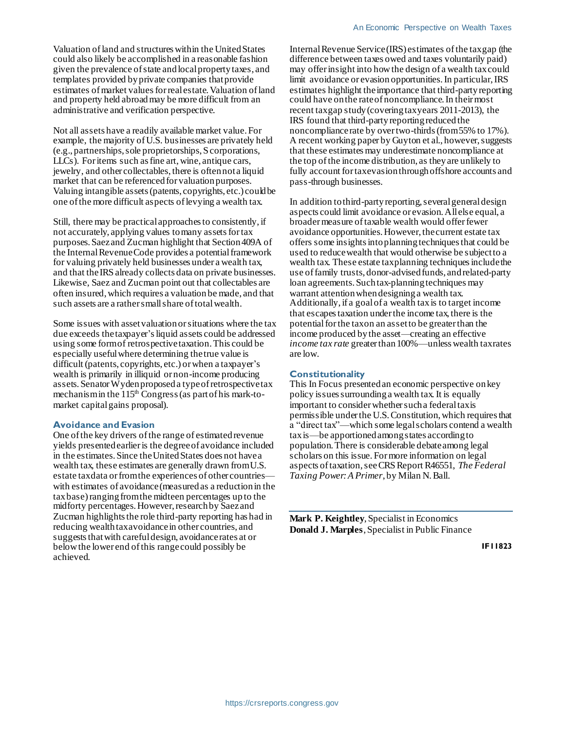Valuation of land and structures within the United States could also likely be accomplished in a reasonable fashion given the prevalence of state and local property taxes, and templates provided by private companies that provide estimates of market values for real estate. Valuation of land and property held abroad may be more difficult from an administrative and verification perspective.

Not all assets have a readily available market value. For example, the majority of U.S. businesses are privately held (e.g., partnerships, sole proprietorships, S corporations, LLCs). For items such as fine art, wine, antique cars, jewelry, and other collectables, there is often not a liquid market that can be referenced for valuation purposes. Valuing intangible assets (patents, copyrights, etc.) could be one of the more difficult aspects of levying a wealth tax.

Still, there may be practical approaches to consistently, if not accurately, applying values to many assets for tax purposes. Saez and Zucman highlight that Section 409A of the Internal Revenue Code provides a potential framework for valuing privately held businesses under a wealth tax, and that the IRS already collects data on private businesses. Likewise, Saez and Zucman point out that collectables are often insured, which requires a valuation be made, and that such assets are a rather small share of total wealth.

Some issues with asset valuation or situations where the tax due exceeds the taxpayer's liquid assets could be addressed using some form of retrospective taxation. This could be especially useful where determining the true value is difficult (patents, copyrights, etc.) or when a taxpayer's wealth is primarily in illiquid or non-income producing assets. Senator Wyden proposed a type of retrospective tax mechanism in the 115th Congress (as part of his mark-to-market capital gains proposal).

### Avoidance and Evasion

One of the key drivers of the range of estimated revenue yields presented earlier is the degree of avoidance included in the estimates. Since the United States does not have a wealth tax, these estimates are generally drawn from U.S. estate tax data or from the experiences of other countries—with estimates of avoidance (measured as a reduction in the tax base) ranging from the midteen percentages up to the midforty percentages. However, research by Saez and Zucman highlights the role third-party reporting has had in reducing wealth tax avoidance in other countries, and suggests that with careful design, avoidance rates at or below the lower end of this range could possibly be achieved.

Internal Revenue Service (IRS) estimates of the tax gap (the difference between taxes owed and taxes voluntarily paid) may offer insight into how the design of a wealth tax could limit avoidance or evasion opportunities. In particular, IRS estimates highlight the importance that third-party reporting could have on the rate of noncompliance. In their most recent tax gap study (covering tax years 2011-2013), the IRS found that third-party reporting reduced the noncompliance rate by over two-thirds (from 55% to 17%). A recent working paper by Guyton et al., however, suggests that these estimates may underestimate noncompliance at the top of the income distribution, as they are unlikely to fully account for tax evasion through offshore accounts and pass-through businesses.

In addition to third-party reporting, several general design aspects could limit avoidance or evasion. All else equal, a broader measure of taxable wealth would offer fewer avoidance opportunities. However, the current estate tax offers some insights into planning techniques that could be used to reduce wealth that would otherwise be subject to a wealth tax. These estate tax planning techniques include the use of family trusts, donor-advised funds, and related-party loan agreements. Such tax-planning techniques may warrant attention when designing a wealth tax. Additionally, if a goal of a wealth tax is to target income that escapes taxation under the income tax, there is the potential for the tax on an asset to be greater than the income produced by the asset—creating an effective *income tax rate* greater than 100%—unless wealth tax rates are low.

### Constitutionality

This In Focus presented an economic perspective on key policy issues surrounding a wealth tax. It is equally important to consider whether such a federal tax is permissible under the U.S. Constitution, which requires that a "direct tax"—which some legal scholars contend a wealth tax is—be apportioned among states according to population. There is considerable debate among legal scholars on this issue. For more information on legal aspects of taxation, see CRS Report R46551, *The Federal Taxing Power: A Primer*, by Milan N. Ball.

---

**Mark P. Keightley**, Specialist in Economics
**Donald J. Marples**, Specialist in Public Finance

IF11823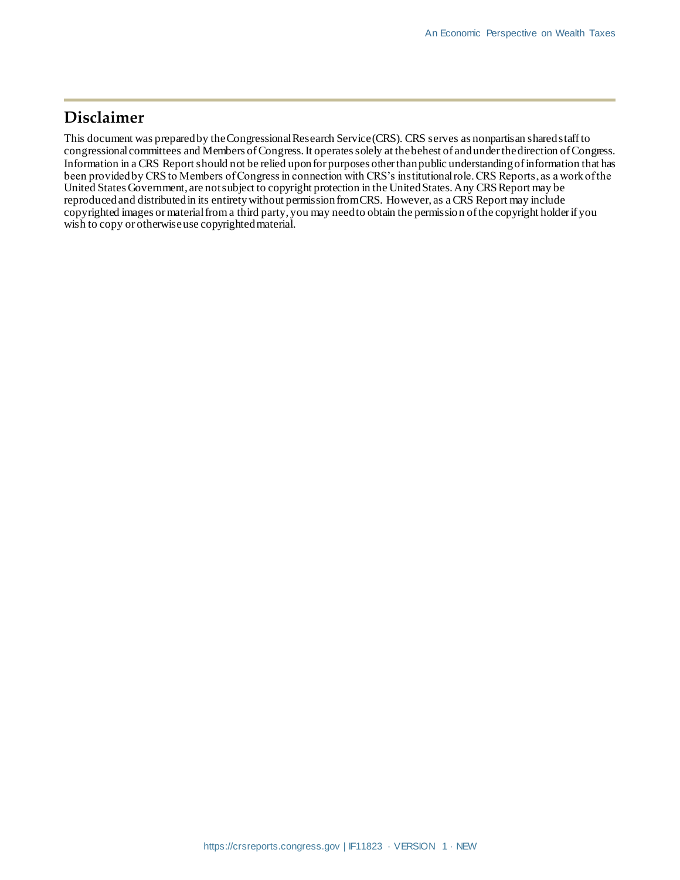## Disclaimer

This document was prepared by the Congressional Research Service (CRS). CRS serves as nonpartisan shared staff to congressional committees and Members of Congress. It operates solely at the behest of and under the direction of Congress. Information in a CRS Report should not be relied upon for purposes other than public understanding of information that has been provided by CRS to Members of Congress in connection with CRS's institutional role. CRS Reports, as a work of the United States Government, are not subject to copyright protection in the United States. Any CRS Report may be reproduced and distributed in its entirety without permission from CRS. However, as a CRS Report may include copyrighted images or material from a third party, you may need to obtain the permission of the copyright holder if you wish to copy or otherwise use copyrighted material.